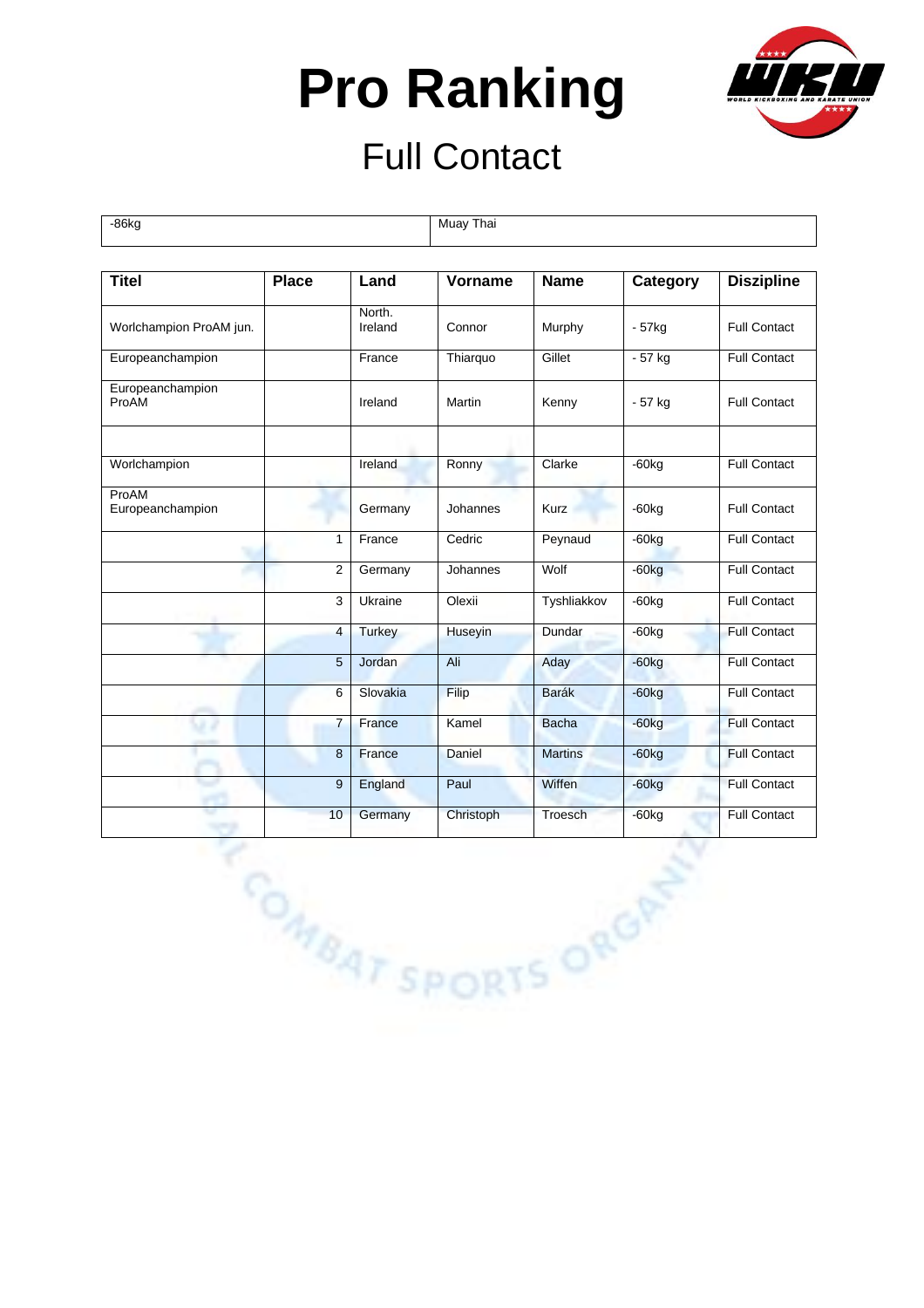# Pro Ranking

## Full Contact

| -86kg | Muay Thai |
|---|---|

| Titel | Place | Land | Vorname | Name | Category | Diszipline |
|---|---|---|---|---|---|---|
| Worlchampion ProAM jun. | | North. Ireland | Connor | Murphy | - 57kg | Full Contact |
| Europeanchampion | | France | Thiarquo | Gillet | - 57 kg | Full Contact |
| Europeanchampion ProAM | | Ireland | Martin | Kenny | - 57 kg | Full Contact |
| | | | | | | |
| Worlchampion | | Ireland | Ronny | Clarke | -60kg | Full Contact |
| ProAM Europeanchampion | | Germany | Johannes | Kurz | -60kg | Full Contact |
| | 1 | France | Cedric | Peynaud | -60kg | Full Contact |
| | 2 | Germany | Johannes | Wolf | -60kg | Full Contact |
| | 3 | Ukraine | Olexii | Tyshliakkov | -60kg | Full Contact |
| | 4 | Turkey | Huseyin | Dundar | -60kg | Full Contact |
| | 5 | Jordan | Ali | Aday | -60kg | Full Contact |
| | 6 | Slovakia | Filip | Barák | -60kg | Full Contact |
| | 7 | France | Kamel | Bacha | -60kg | Full Contact |
| | 8 | France | Daniel | Martins | -60kg | Full Contact |
| | 9 | England | Paul | Wiffen | -60kg | Full Contact |
| | 10 | Germany | Christoph | Troesch | -60kg | Full Contact |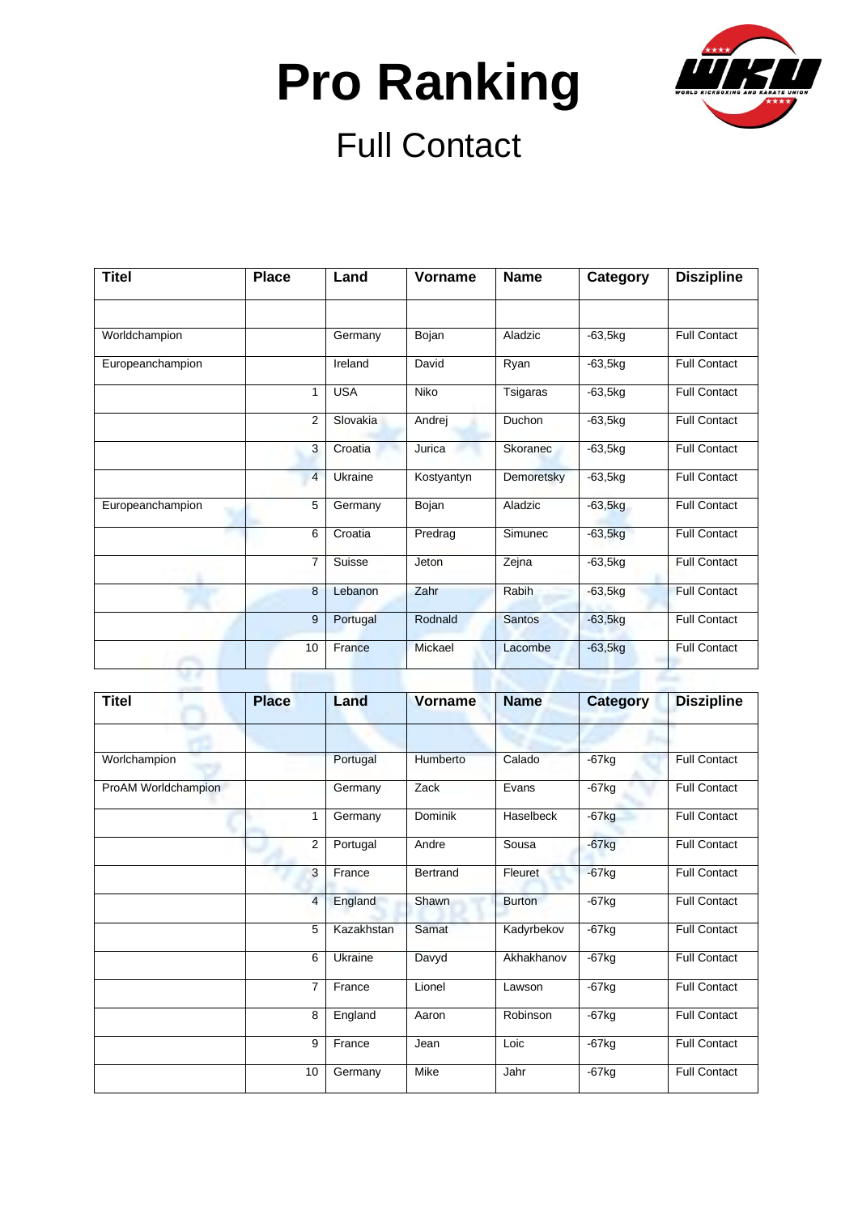# Pro Ranking

## Full Contact

| Titel | Place | Land | Vorname | Name | Category | Dizipline |
|---|---|---|---|---|---|---|
| | | | | | | |
| Worldchampion | | Germany | Bojan | Aladzic | -63,5kg | Full Contact |
| Europeanchampion | | Ireland | David | Ryan | -63,5kg | Full Contact |
| | 1 | USA | Niko | Tsigaras | -63,5kg | Full Contact |
| | 2 | Slovakia | Andrej | Duchon | -63,5kg | Full Contact |
| | 3 | Croatia | Jurica | Skoranec | -63,5kg | Full Contact |
| | 4 | Ukraine | Kostyantyn | Demoretsky | -63,5kg | Full Contact |
| Europeanchampion | 5 | Germany | Bojan | Aladzic | -63,5kg | Full Contact |
| | 6 | Croatia | Predrag | Simunec | -63,5kg | Full Contact |
| | 7 | Suisse | Jeton | Zejna | -63,5kg | Full Contact |
| | 8 | Lebanon | Zahr | Rabih | -63,5kg | Full Contact |
| | 9 | Portugal | Rodnald | Santos | -63,5kg | Full Contact |
| | 10 | France | Mickael | Lacombe | -63,5kg | Full Contact |

| Titel | Place | Land | Vorname | Name | Category | Dizipline |
|---|---|---|---|---|---|---|
| | | | | | | |
| Worlchampion | | Portugal | Humberto | Calado | -67kg | Full Contact |
| ProAM Worldchampion | | Germany | Zack | Evans | -67kg | Full Contact |
| | 1 | Germany | Dominik | Haselbeck | -67kg | Full Contact |
| | 2 | Portugal | Andre | Sousa | -67kg | Full Contact |
| | 3 | France | Bertrand | Fleuret | -67kg | Full Contact |
| | 4 | England | Shawn | Burton | -67kg | Full Contact |
| | 5 | Kazakhstan | Samat | Kadyrbekov | -67kg | Full Contact |
| | 6 | Ukraine | Davyd | Akhakhanov | -67kg | Full Contact |
| | 7 | France | Lionel | Lawson | -67kg | Full Contact |
| | 8 | England | Aaron | Robinson | -67kg | Full Contact |
| | 9 | France | Jean | Loic | -67kg | Full Contact |
| | 10 | Germany | Mike | Jahr | -67kg | Full Contact |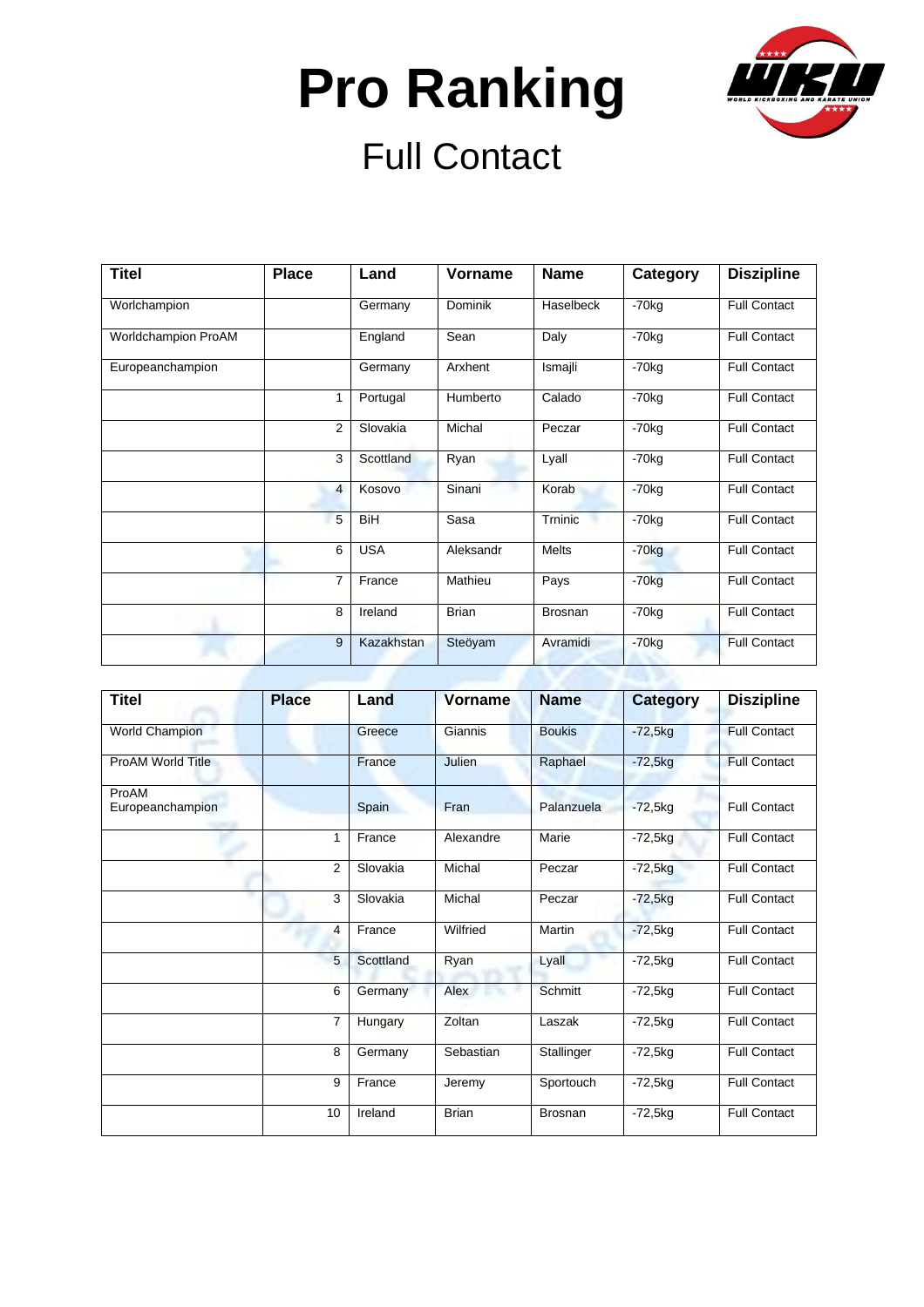# Pro Ranking

## Full Contact

| Titel | Place | Land | Vorname | Name | Category | Diszipline |
|---|---|---|---|---|---|---|
| Worlchampion | | Germany | Dominik | Haselbeck | -70kg | Full Contact |
| Worldchampion ProAM | | England | Sean | Daly | -70kg | Full Contact |
| Europeanchampion | | Germany | Arxhent | Ismajli | -70kg | Full Contact |
| | 1 | Portugal | Humberto | Calado | -70kg | Full Contact |
| | 2 | Slovakia | Michal | Peczar | -70kg | Full Contact |
| | 3 | Scottland | Ryan | Lyall | -70kg | Full Contact |
| | 4 | Kosovo | Sinani | Korab | -70kg | Full Contact |
| | 5 | BiH | Sasa | Trninic | -70kg | Full Contact |
| | 6 | USA | Aleksandr | Melts | -70kg | Full Contact |
| | 7 | France | Mathieu | Pays | -70kg | Full Contact |
| | 8 | Ireland | Brian | Brosnan | -70kg | Full Contact |
| | 9 | Kazakhstan | Steöyam | Avramidi | -70kg | Full Contact |

| Titel | Place | Land | Vorname | Name | Category | Diszipline |
|---|---|---|---|---|---|---|
| World Champion | | Greece | Giannis | Boukis | -72,5kg | Full Contact |
| ProAM World Title | | France | Julien | Raphael | -72,5kg | Full Contact |
| ProAM Europeanchampion | | Spain | Fran | Palanzuela | -72,5kg | Full Contact |
| | 1 | France | Alexandre | Marie | -72,5kg | Full Contact |
| | 2 | Slovakia | Michal | Peczar | -72,5kg | Full Contact |
| | 3 | Slovakia | Michal | Peczar | -72,5kg | Full Contact |
| | 4 | France | Wilfried | Martin | -72,5kg | Full Contact |
| | 5 | Scottland | Ryan | Lyall | -72,5kg | Full Contact |
| | 6 | Germany | Alex | Schmitt | -72,5kg | Full Contact |
| | 7 | Hungary | Zoltan | Laszak | -72,5kg | Full Contact |
| | 8 | Germany | Sebastian | Stallinger | -72,5kg | Full Contact |
| | 9 | France | Jeremy | Sportouch | -72,5kg | Full Contact |
| | 10 | Ireland | Brian | Brosnan | -72,5kg | Full Contact |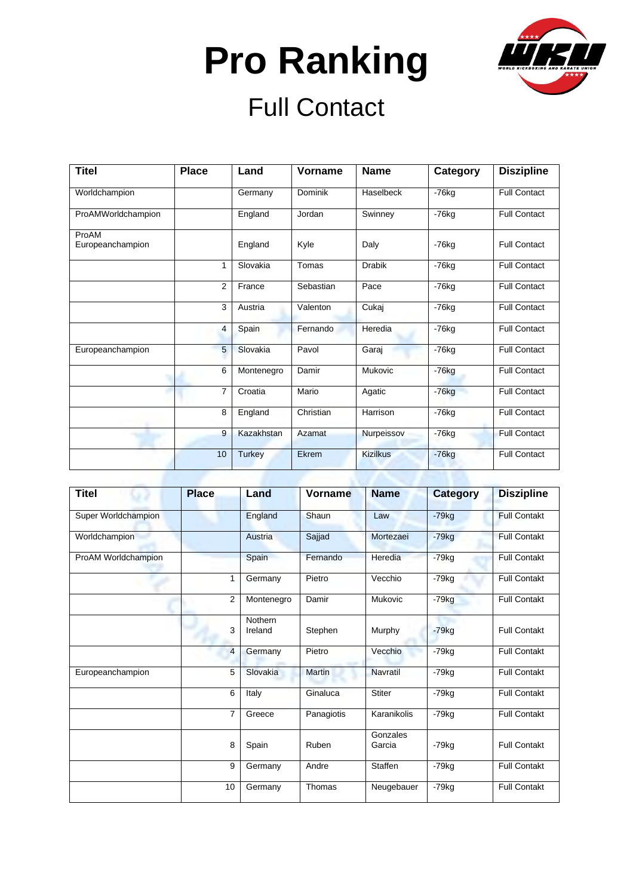# Pro Ranking

## Full Contact

| Titel | Place | Land | Vorname | Name | Category | Diszipline |
|---|---|---|---|---|---|---|
| Worldchampion | | Germany | Dominik | Haselbeck | -76kg | Full Contact |
| ProAMWorldchampion | | England | Jordan | Swinney | -76kg | Full Contact |
| ProAM Europeanchampion | | England | Kyle | Daly | -76kg | Full Contact |
| | 1 | Slovakia | Tomas | Drabik | -76kg | Full Contact |
| | 2 | France | Sebastian | Pace | -76kg | Full Contact |
| | 3 | Austria | Valenton | Cukaj | -76kg | Full Contact |
| | 4 | Spain | Fernando | Heredia | -76kg | Full Contact |
| Europeanchampion | 5 | Slovakia | Pavol | Garaj | -76kg | Full Contact |
| | 6 | Montenegro | Damir | Mukovic | -76kg | Full Contact |
| | 7 | Croatia | Mario | Agatic | -76kg | Full Contact |
| | 8 | England | Christian | Harrison | -76kg | Full Contact |
| | 9 | Kazakhstan | Azamat | Nurpeissov | -76kg | Full Contact |
| | 10 | Turkey | Ekrem | Kizilkus | -76kg | Full Contact |

| Titel | Place | Land | Vorname | Name | Category | Diszipline |
|---|---|---|---|---|---|---|
| Super Worldchampion | | England | Shaun | Law | -79kg | Full Contakt |
| Worldchampion | | Austria | Sajjad | Mortezaei | -79kg | Full Contakt |
| ProAM Worldchampion | | Spain | Fernando | Heredia | -79kg | Full Contakt |
| | 1 | Germany | Pietro | Vecchio | -79kg | Full Contakt |
| | 2 | Montenegro | Damir | Mukovic | -79kg | Full Contakt |
| | 3 | Nothern Ireland | Stephen | Murphy | -79kg | Full Contakt |
| | 4 | Germany | Pietro | Vecchio | -79kg | Full Contakt |
| Europeanchampion | 5 | Slovakia | Martin | Navratil | -79kg | Full Contakt |
| | 6 | Italy | Ginaluca | Stiter | -79kg | Full Contakt |
| | 7 | Greece | Panagiotis | Karanikolis | -79kg | Full Contakt |
| | 8 | Spain | Ruben | Gonzales Garcia | -79kg | Full Contakt |
| | 9 | Germany | Andre | Staffen | -79kg | Full Contakt |
| | 10 | Germany | Thomas | Neugebauer | -79kg | Full Contakt |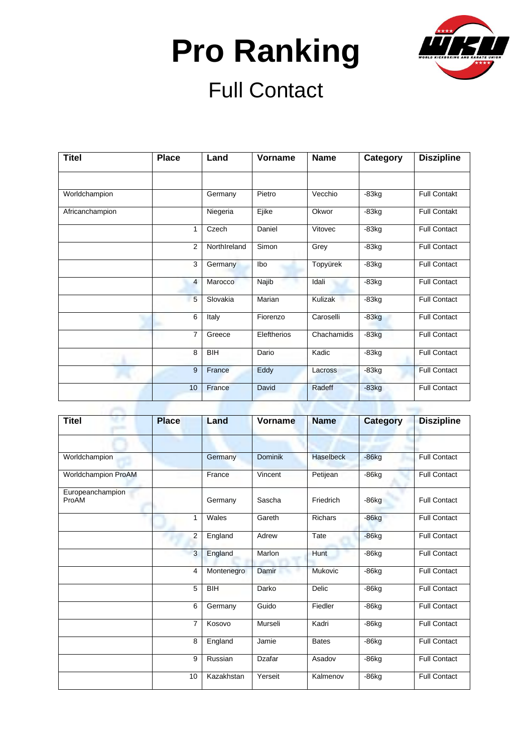# Pro Ranking

## Full Contact

| Titel | Place | Land | Vorname | Name | Category | Diszipline |
|---|---|---|---|---|---|---|
| | | | | | | |
| Worldchampion | | Germany | Pietro | Vecchio | -83kg | Full Contakt |
| Africanchampion | | Niegeria | Ejike | Okwor | -83kg | Full Contakt |
| | 1 | Czech | Daniel | Vitovec | -83kg | Full Contact |
| | 2 | NorthIreland | Simon | Grey | -83kg | Full Contact |
| | 3 | Germany | Ibo | Topyürek | -83kg | Full Contact |
| | 4 | Marocco | Najib | Idali | -83kg | Full Contact |
| | 5 | Slovakia | Marian | Kulizak | -83kg | Full Contact |
| | 6 | Italy | Fiorenzo | Caroselli | -83kg | Full Contact |
| | 7 | Greece | Eleftherios | Chachamidis | -83kg | Full Contact |
| | 8 | BIH | Dario | Kadic | -83kg | Full Contact |
| | 9 | France | Eddy | Lacross | -83kg | Full Contact |
| | 10 | France | David | Radeff | -83kg | Full Contact |

| Titel | Place | Land | Vorname | Name | Category | Diszipline |
|---|---|---|---|---|---|---|
| | | | | | | |
| Worldchampion | | Germany | Dominik | Haselbeck | -86kg | Full Contact |
| Worldchampion ProAM | | France | Vincent | Petijean | -86kg | Full Contact |
| Europeanchampion ProAM | | Germany | Sascha | Friedrich | -86kg | Full Contact |
| | 1 | Wales | Gareth | Richars | -86kg | Full Contact |
| | 2 | England | Adrew | Tate | -86kg | Full Contact |
| | 3 | England | Marlon | Hunt | -86kg | Full Contact |
| | 4 | Montenegro | Damir | Mukovic | -86kg | Full Contact |
| | 5 | BIH | Darko | Delic | -86kg | Full Contact |
| | 6 | Germany | Guido | Fiedler | -86kg | Full Contact |
| | 7 | Kosovo | Murseli | Kadri | -86kg | Full Contact |
| | 8 | England | Jamie | Bates | -86kg | Full Contact |
| | 9 | Russian | Dzafar | Asadov | -86kg | Full Contact |
| | 10 | Kazakhstan | Yerseit | Kalmenov | -86kg | Full Contact |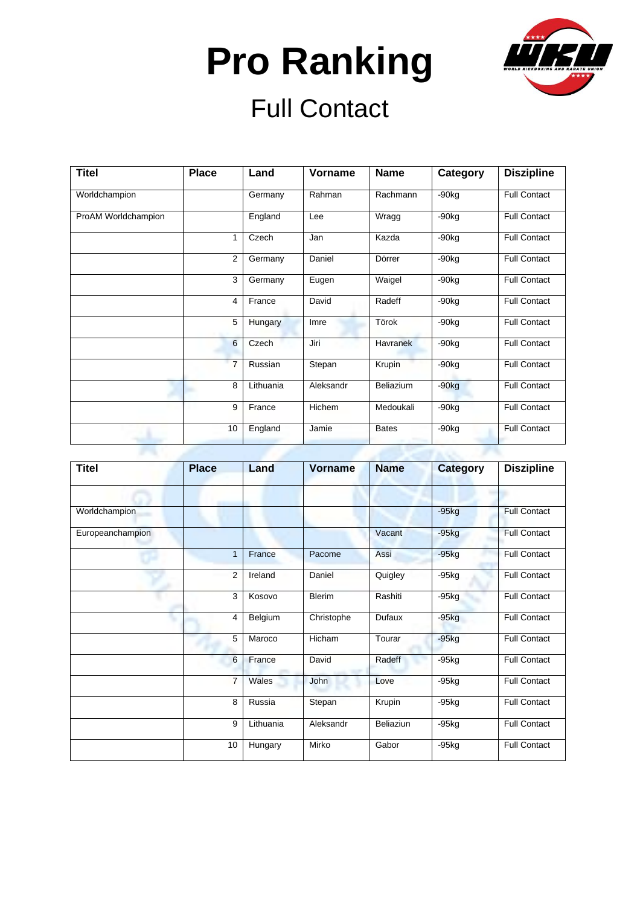# Pro Ranking

## Full Contact

| Titel | Place | Land | Vorname | Name | Category | Diszipline |
|---|---|---|---|---|---|---|
| Worldchampion | | Germany | Rahman | Rachmann | -90kg | Full Contact |
| ProAM Worldchampion | | England | Lee | Wragg | -90kg | Full Contact |
| | 1 | Czech | Jan | Kazda | -90kg | Full Contact |
| | 2 | Germany | Daniel | Dörrer | -90kg | Full Contact |
| | 3 | Germany | Eugen | Waigel | -90kg | Full Contact |
| | 4 | France | David | Radeff | -90kg | Full Contact |
| | 5 | Hungary | Imre | Törok | -90kg | Full Contact |
| | 6 | Czech | Jiri | Havranek | -90kg | Full Contact |
| | 7 | Russian | Stepan | Krupin | -90kg | Full Contact |
| | 8 | Lithuania | Aleksandr | Beliazium | -90kg | Full Contact |
| | 9 | France | Hichem | Medoukali | -90kg | Full Contact |
| | 10 | England | Jamie | Bates | -90kg | Full Contact |

| Titel | Place | Land | Vorname | Name | Category | Diszipline |
|---|---|---|---|---|---|---|
| | | | | | | |
| Worldchampion | | | | | -95kg | Full Contact |
| Europeanchampion | | | | Vacant | -95kg | Full Contact |
| | 1 | France | Pacome | Assi | -95kg | Full Contact |
| | 2 | Ireland | Daniel | Quigley | -95kg | Full Contact |
| | 3 | Kosovo | Blerim | Rashiti | -95kg | Full Contact |
| | 4 | Belgium | Christophe | Dufaux | -95kg | Full Contact |
| | 5 | Maroco | Hicham | Tourar | -95kg | Full Contact |
| | 6 | France | David | Radeff | -95kg | Full Contact |
| | 7 | Wales | John | Love | -95kg | Full Contact |
| | 8 | Russia | Stepan | Krupin | -95kg | Full Contact |
| | 9 | Lithuania | Aleksandr | Beliaziun | -95kg | Full Contact |
| | 10 | Hungary | Mirko | Gabor | -95kg | Full Contact |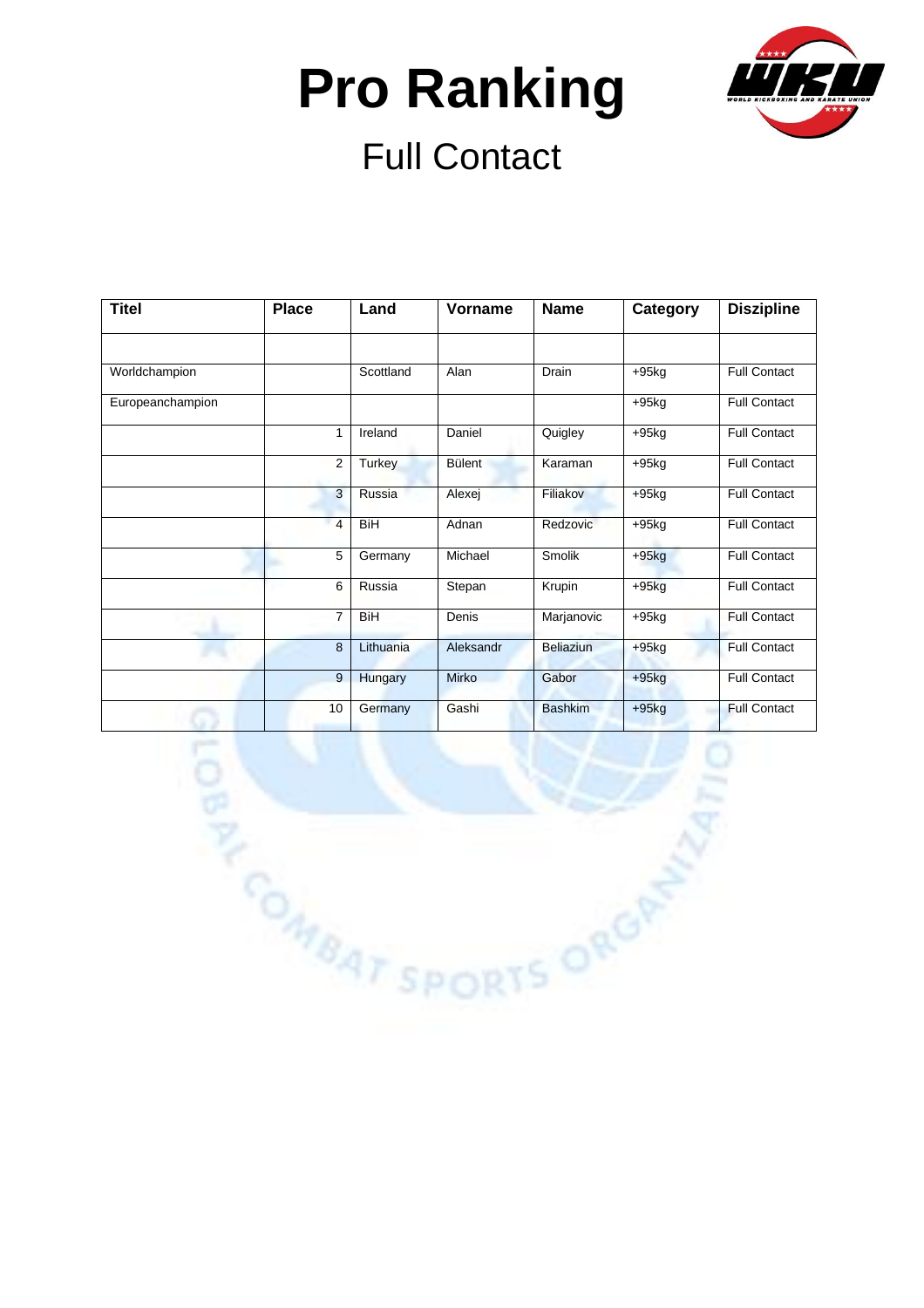# Pro Ranking

## Full Contact

| Titel | Place | Land | Vorname | Name | Category | Diszipline |
|---|---|---|---|---|---|---|
| | | | | | | |
| Worldchampion | | Scotland | Alan | Drain | +95kg | Full Contact |
| Europeanchampion | | | | | +95kg | Full Contact |
| | 1 | Ireland | Daniel | Quigley | +95kg | Full Contact |
| | 2 | Turkey | Bülent | Karaman | +95kg | Full Contact |
| | 3 | Russia | Alexej | Filiakov | +95kg | Full Contact |
| | 4 | BiH | Adnan | Redzovic | +95kg | Full Contact |
| | 5 | Germany | Michael | Smolik | +95kg | Full Contact |
| | 6 | Russia | Stepan | Krupin | +95kg | Full Contact |
| | 7 | BiH | Denis | Marjanovic | +95kg | Full Contact |
| | 8 | Lithuania | Aleksandr | Beliaziun | +95kg | Full Contact |
| | 9 | Hungary | Mirko | Gabor | +95kg | Full Contact |
| | 10 | Germany | Gashi | Bashkim | +95kg | Full Contact |